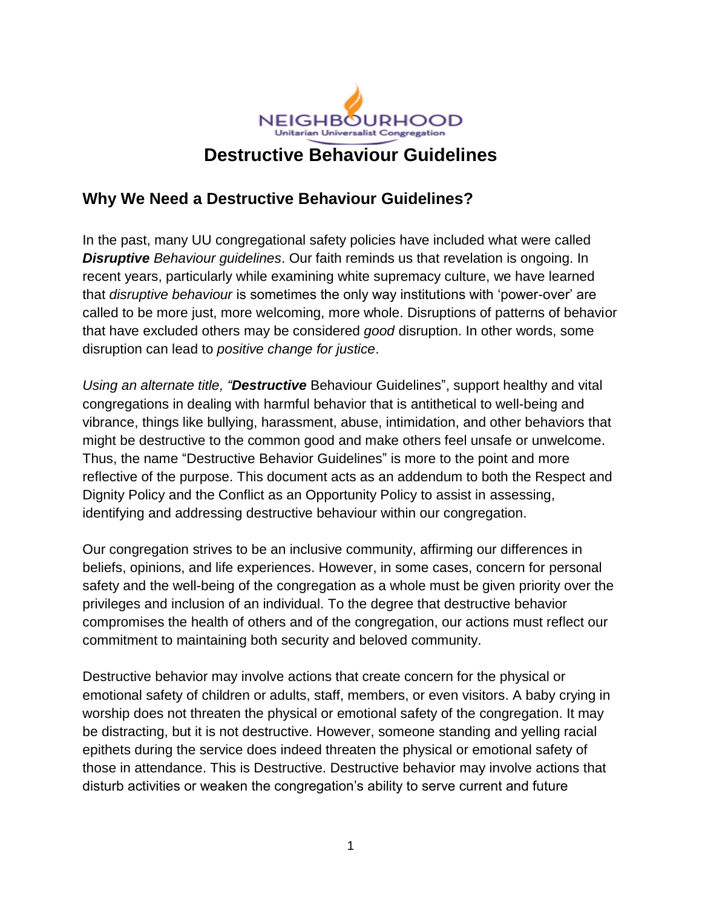NEIGHBOURHOOD
Unitarian Universalist Congregation

# Destructive Behaviour Guidelines

## Why We Need a Destructive Behaviour Guidelines?

In the past, many UU congregational safety policies have included what were called ***Disruptive** Behaviour guidelines*. Our faith reminds us that revelation is ongoing. In recent years, particularly while examining white supremacy culture, we have learned that *disruptive behaviour* is sometimes the only way institutions with 'power-over' are called to be more just, more welcoming, more whole. Disruptions of patterns of behavior that have excluded others may be considered *good* disruption. In other words, some disruption can lead to *positive change for justice*.

*Using an alternate title, "**Destructive*** Behaviour Guidelines", support healthy and vital congregations in dealing with harmful behavior that is antithetical to well-being and vibrance, things like bullying, harassment, abuse, intimidation, and other behaviors that might be destructive to the common good and make others feel unsafe or unwelcome. Thus, the name "Destructive Behavior Guidelines" is more to the point and more reflective of the purpose. This document acts as an addendum to both the Respect and Dignity Policy and the Conflict as an Opportunity Policy to assist in assessing, identifying and addressing destructive behaviour within our congregation.

Our congregation strives to be an inclusive community, affirming our differences in beliefs, opinions, and life experiences. However, in some cases, concern for personal safety and the well-being of the congregation as a whole must be given priority over the privileges and inclusion of an individual. To the degree that destructive behavior compromises the health of others and of the congregation, our actions must reflect our commitment to maintaining both security and beloved community.

Destructive behavior may involve actions that create concern for the physical or emotional safety of children or adults, staff, members, or even visitors. A baby crying in worship does not threaten the physical or emotional safety of the congregation. It may be distracting, but it is not destructive. However, someone standing and yelling racial epithets during the service does indeed threaten the physical or emotional safety of those in attendance. This is Destructive. Destructive behavior may involve actions that disturb activities or weaken the congregation's ability to serve current and future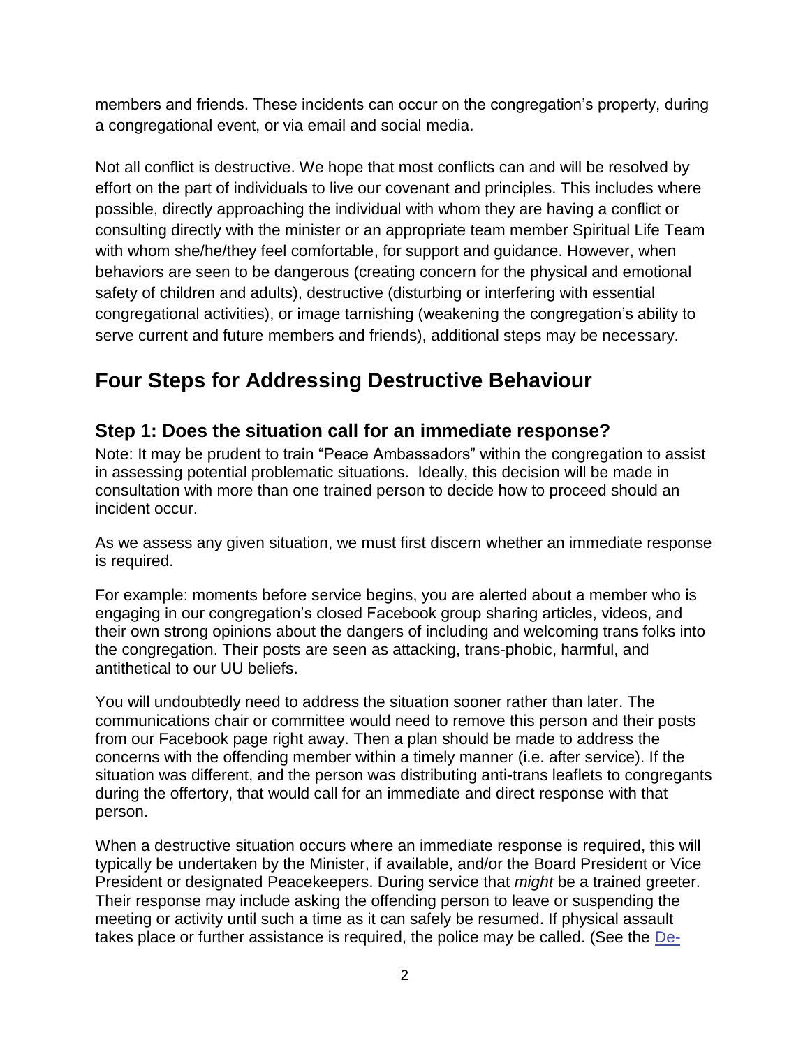members and friends. These incidents can occur on the congregation's property, during a congregational event, or via email and social media.

Not all conflict is destructive. We hope that most conflicts can and will be resolved by effort on the part of individuals to live our covenant and principles. This includes where possible, directly approaching the individual with whom they are having a conflict or consulting directly with the minister or an appropriate team member Spiritual Life Team with whom she/he/they feel comfortable, for support and guidance. However, when behaviors are seen to be dangerous (creating concern for the physical and emotional safety of children and adults), destructive (disturbing or interfering with essential congregational activities), or image tarnishing (weakening the congregation's ability to serve current and future members and friends), additional steps may be necessary.

## Four Steps for Addressing Destructive Behaviour

### Step 1: Does the situation call for an immediate response?

Note: It may be prudent to train "Peace Ambassadors" within the congregation to assist in assessing potential problematic situations. Ideally, this decision will be made in consultation with more than one trained person to decide how to proceed should an incident occur.

As we assess any given situation, we must first discern whether an immediate response is required.

For example: moments before service begins, you are alerted about a member who is engaging in our congregation's closed Facebook group sharing articles, videos, and their own strong opinions about the dangers of including and welcoming trans folks into the congregation. Their posts are seen as attacking, trans-phobic, harmful, and antithetical to our UU beliefs.

You will undoubtedly need to address the situation sooner rather than later. The communications chair or committee would need to remove this person and their posts from our Facebook page right away. Then a plan should be made to address the concerns with the offending member within a timely manner (i.e. after service). If the situation was different, and the person was distributing anti-trans leaflets to congregants during the offertory, that would call for an immediate and direct response with that person.

When a destructive situation occurs where an immediate response is required, this will typically be undertaken by the Minister, if available, and/or the Board President or Vice President or designated Peacekeepers. During service that *might* be a trained greeter. Their response may include asking the offending person to leave or suspending the meeting or activity until such a time as it can safely be resumed. If physical assault takes place or further assistance is required, the police may be called. (See the De-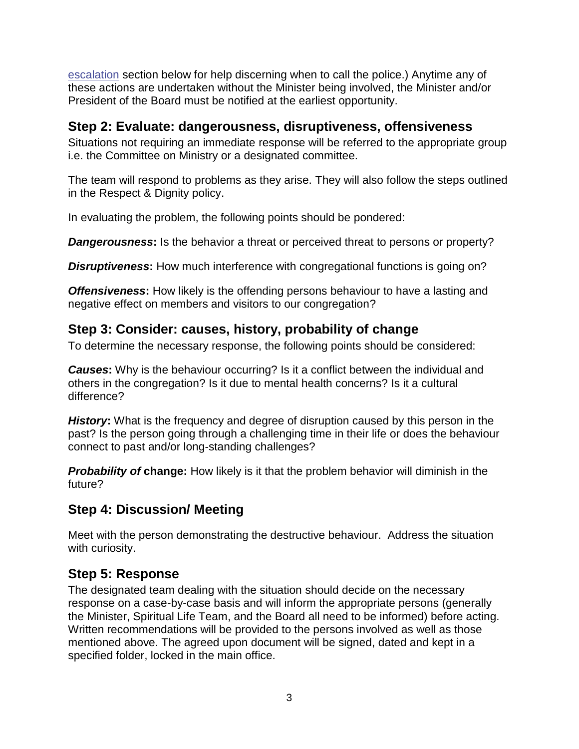escalation section below for help discerning when to call the police.) Anytime any of these actions are undertaken without the Minister being involved, the Minister and/or President of the Board must be notified at the earliest opportunity.

## Step 2: Evaluate: dangerousness, disruptiveness, offensiveness

Situations not requiring an immediate response will be referred to the appropriate group i.e. the Committee on Ministry or a designated committee.

The team will respond to problems as they arise. They will also follow the steps outlined in the Respect & Dignity policy.

In evaluating the problem, the following points should be pondered:

***Dangerousness*:** Is the behavior a threat or perceived threat to persons or property?

***Disruptiveness*:** How much interference with congregational functions is going on?

***Offensiveness*:** How likely is the offending persons behaviour to have a lasting and negative effect on members and visitors to our congregation?

## Step 3: Consider: causes, history, probability of change

To determine the necessary response, the following points should be considered:

***Causes*:** Why is the behaviour occurring? Is it a conflict between the individual and others in the congregation? Is it due to mental health concerns? Is it a cultural difference?

***History*:** What is the frequency and degree of disruption caused by this person in the past? Is the person going through a challenging time in their life or does the behaviour connect to past and/or long-standing challenges?

***Probability of* change:** How likely is it that the problem behavior will diminish in the future?

## Step 4: Discussion/ Meeting

Meet with the person demonstrating the destructive behaviour. Address the situation with curiosity.

## Step 5: Response

The designated team dealing with the situation should decide on the necessary response on a case-by-case basis and will inform the appropriate persons (generally the Minister, Spiritual Life Team, and the Board all need to be informed) before acting. Written recommendations will be provided to the persons involved as well as those mentioned above. The agreed upon document will be signed, dated and kept in a specified folder, locked in the main office.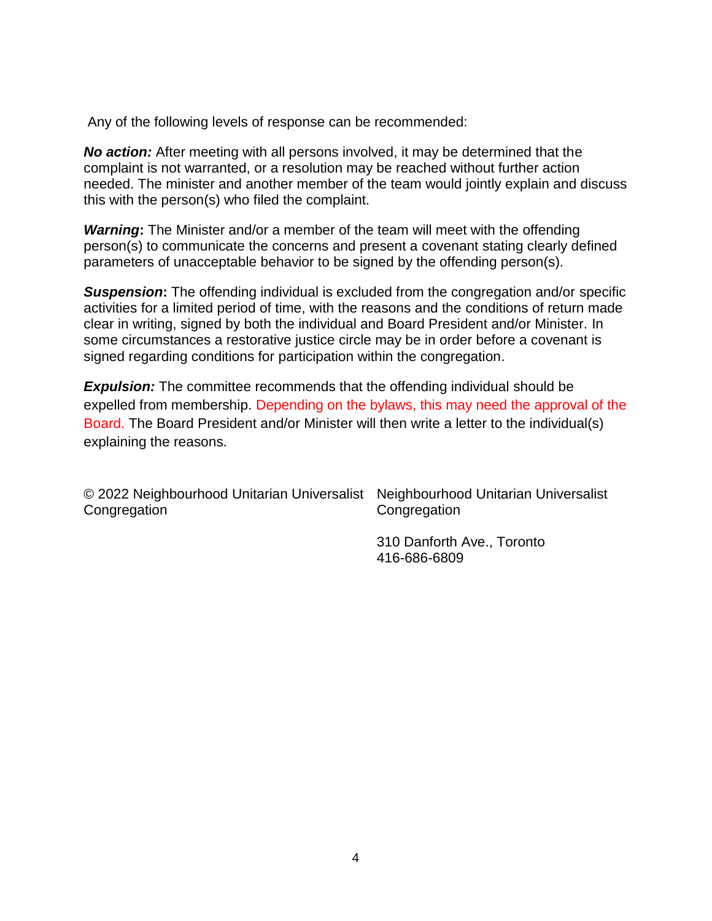Any of the following levels of response can be recommended:

***No action:*** After meeting with all persons involved, it may be determined that the complaint is not warranted, or a resolution may be reached without further action needed. The minister and another member of the team would jointly explain and discuss this with the person(s) who filed the complaint.

***Warning*:** The Minister and/or a member of the team will meet with the offending person(s) to communicate the concerns and present a covenant stating clearly defined parameters of unacceptable behavior to be signed by the offending person(s).

***Suspension*:** The offending individual is excluded from the congregation and/or specific activities for a limited period of time, with the reasons and the conditions of return made clear in writing, signed by both the individual and Board President and/or Minister. In some circumstances a restorative justice circle may be in order before a covenant is signed regarding conditions for participation within the congregation.

***Expulsion:*** The committee recommends that the offending individual should be expelled from membership. Depending on the bylaws, this may need the approval of the Board. The Board President and/or Minister will then write a letter to the individual(s) explaining the reasons.

© 2022 Neighbourhood Unitarian Universalist Congregation

Neighbourhood Unitarian Universalist Congregation

310 Danforth Ave., Toronto
416-686-6809